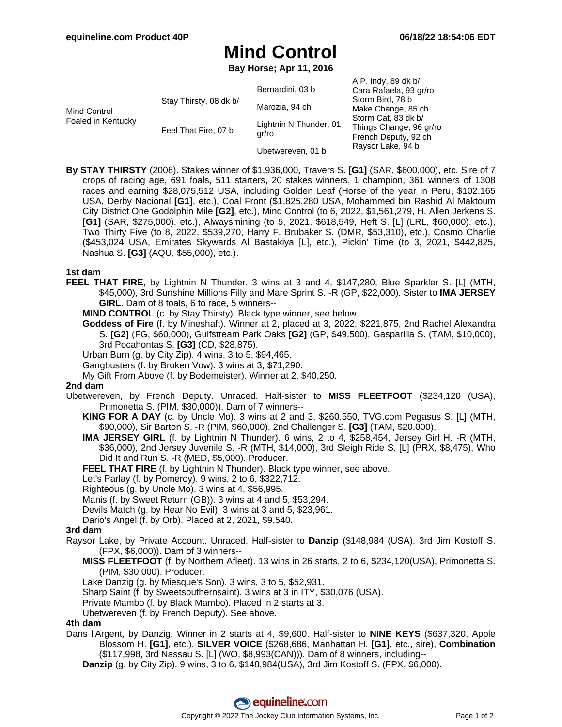equineline.com Product 40P — 06/18/22 18:54:06 EDT

# Mind Control

**Bay Horse; Apr 11, 2016**

| | | | |
|---|---|---|---|
| Mind Control Foaled in Kentucky | Stay Thirsty, 08 dk b/ | Bernardini, 03 b | A.P. Indy, 89 dk b/ |
| | | | Cara Rafaela, 93 gr/ro |
| | | Marozia, 94 ch | Storm Bird, 78 b |
| | | | Make Change, 85 ch |
| | Feel That Fire, 07 b | Lightnin N Thunder, 01 gr/ro | Storm Cat, 83 dk b/ |
| | | | Things Change, 96 gr/ro |
| | | Ubetwereven, 01 b | French Deputy, 92 ch |
| | | | Raysor Lake, 94 b |

**By STAY THIRSTY** (2008). Stakes winner of $1,936,000, Travers S. **[G1]** (SAR, $600,000), etc. Sire of 7 crops of racing age, 691 foals, 511 starters, 20 stakes winners, 1 champion, 361 winners of 1308 races and earning $28,075,512 USA, including Golden Leaf (Horse of the year in Peru, $102,165 USA, Derby Nacional **[G1]**, etc.), Coal Front ($1,825,280 USA, Mohammed bin Rashid Al Maktoum City District One Godolphin Mile **[G2]**, etc.), Mind Control (to 6, 2022, $1,561,279, H. Allen Jerkens S. **[G1]** (SAR, $275,000), etc.), Alwaysmining (to 5, 2021, $618,549, Heft S. [L] (LRL, $60,000), etc.), Two Thirty Five (to 8, 2022, $539,270, Harry F. Brubaker S. (DMR, $53,310), etc.), Cosmo Charlie ($453,024 USA, Emirates Skywards Al Bastakiya [L], etc.), Pickin' Time (to 3, 2021, $442,825, Nashua S. **[G3]** (AQU, $55,000), etc.).

### 1st dam

**FEEL THAT FIRE**, by Lightnin N Thunder. 3 wins at 3 and 4, $147,280, Blue Sparkler S. [L] (MTH, $45,000), 3rd Sunshine Millions Filly and Mare Sprint S. -R (GP, $22,000). Sister to **IMA JERSEY GIRL**. Dam of 8 foals, 6 to race, 5 winners--

- **MIND CONTROL** (c. by Stay Thirsty). Black type winner, see below.
- **Goddess of Fire** (f. by Mineshaft). Winner at 2, placed at 3, 2022, $221,875, 2nd Rachel Alexandra S. **[G2]** (FG, $60,000), Gulfstream Park Oaks **[G2]** (GP, $49,500), Gasparilla S. (TAM, $10,000), 3rd Pocahontas S. **[G3]** (CD, $28,875).
- Urban Burn (g. by City Zip). 4 wins, 3 to 5, $94,465.
- Gangbusters (f. by Broken Vow). 3 wins at 3, $71,290.
- My Gift From Above (f. by Bodemeister). Winner at 2, $40,250.

### 2nd dam

Ubetwereven, by French Deputy. Unraced. Half-sister to **MISS FLEETFOOT** ($234,120 (USA), Primonetta S. (PIM, $30,000)). Dam of 7 winners--

- **KING FOR A DAY** (c. by Uncle Mo). 3 wins at 2 and 3, $260,550, TVG.com Pegasus S. [L] (MTH, $90,000), Sir Barton S. -R (PIM, $60,000), 2nd Challenger S. **[G3]** (TAM, $20,000).
- **IMA JERSEY GIRL** (f. by Lightnin N Thunder). 6 wins, 2 to 4, $258,454, Jersey Girl H. -R (MTH, $36,000), 2nd Jersey Juvenile S. -R (MTH, $14,000), 3rd Sleigh Ride S. [L] (PRX, $8,475), Who Did It and Run S. -R (MED, $5,000). Producer.
- **FEEL THAT FIRE** (f. by Lightnin N Thunder). Black type winner, see above.
- Let's Parlay (f. by Pomeroy). 9 wins, 2 to 6, $322,712.
- Righteous (g. by Uncle Mo). 3 wins at 4, $56,995.
- Manis (f. by Sweet Return (GB)). 3 wins at 4 and 5, $53,294.
- Devils Match (g. by Hear No Evil). 3 wins at 3 and 5, $23,961.
- Dario's Angel (f. by Orb). Placed at 2, 2021, $9,540.

### 3rd dam

Raysor Lake, by Private Account. Unraced. Half-sister to **Danzip** ($148,984 (USA), 3rd Jim Kostoff S. (FPX, $6,000)). Dam of 3 winners--

- **MISS FLEETFOOT** (f. by Northern Afleet). 13 wins in 26 starts, 2 to 6, $234,120(USA), Primonetta S. (PIM, $30,000). Producer.
- Lake Danzig (g. by Miesque's Son). 3 wins, 3 to 5, $52,931.
- Sharp Saint (f. by Sweetsouthernsaint). 3 wins at 3 in ITY, $30,076 (USA).
- Private Mambo (f. by Black Mambo). Placed in 2 starts at 3.
- Ubetwereven (f. by French Deputy). See above.

### 4th dam

Dans l'Argent, by Danzig. Winner in 2 starts at 4, $9,600. Half-sister to **NINE KEYS** ($637,320, Apple Blossom H. **[G1]**, etc.), **SILVER VOICE** ($268,686, Manhattan H. **[G1]**, etc., sire), **Combination** ($117,998, 3rd Nassau S. [L] (WO, $8,993(CAN))). Dam of 8 winners, including--

- **Danzip** (g. by City Zip). 9 wins, 3 to 6, $148,984(USA), 3rd Jim Kostoff S. (FPX, $6,000).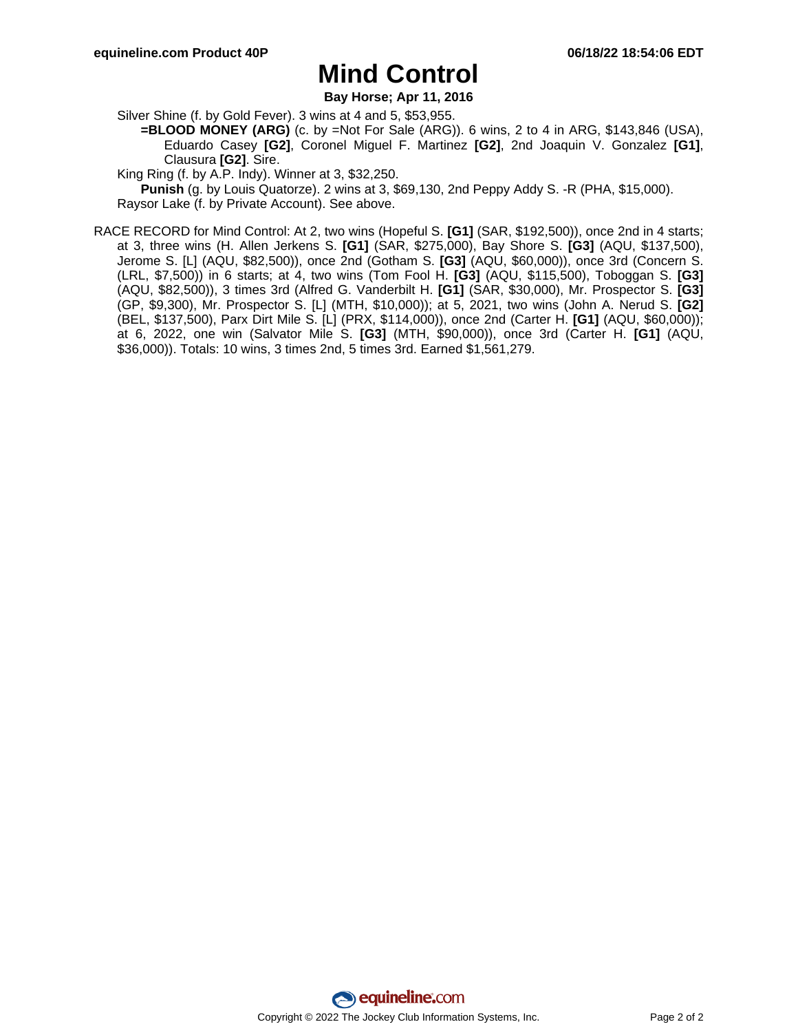# Mind Control

**Bay Horse; Apr 11, 2016**

Silver Shine (f. by Gold Fever). 3 wins at 4 and 5, $53,955.

**=BLOOD MONEY (ARG)** (c. by =Not For Sale (ARG)). 6 wins, 2 to 4 in ARG, $143,846 (USA), Eduardo Casey **[G2]**, Coronel Miguel F. Martinez **[G2]**, 2nd Joaquin V. Gonzalez **[G1]**, Clausura **[G2]**. Sire.

King Ring (f. by A.P. Indy). Winner at 3, $32,250.

**Punish** (g. by Louis Quatorze). 2 wins at 3, $69,130, 2nd Peppy Addy S. -R (PHA, $15,000).

Raysor Lake (f. by Private Account). See above.

RACE RECORD for Mind Control: At 2, two wins (Hopeful S. **[G1]** (SAR, $192,500)), once 2nd in 4 starts; at 3, three wins (H. Allen Jerkens S. **[G1]** (SAR, $275,000), Bay Shore S. **[G3]** (AQU, $137,500), Jerome S. [L] (AQU, $82,500)), once 2nd (Gotham S. **[G3]** (AQU, $60,000)), once 3rd (Concern S. (LRL, $7,500)) in 6 starts; at 4, two wins (Tom Fool H. **[G3]** (AQU, $115,500), Toboggan S. **[G3]** (AQU, $82,500)), 3 times 3rd (Alfred G. Vanderbilt H. **[G1]** (SAR, $30,000), Mr. Prospector S. **[G3]** (GP, $9,300), Mr. Prospector S. [L] (MTH, $10,000)); at 5, 2021, two wins (John A. Nerud S. **[G2]** (BEL, $137,500), Parx Dirt Mile S. [L] (PRX, $114,000)), once 2nd (Carter H. **[G1]** (AQU, $60,000)); at 6, 2022, one win (Salvator Mile S. **[G3]** (MTH, $90,000)), once 3rd (Carter H. **[G1]** (AQU, $36,000)). Totals: 10 wins, 3 times 2nd, 5 times 3rd. Earned $1,561,279.